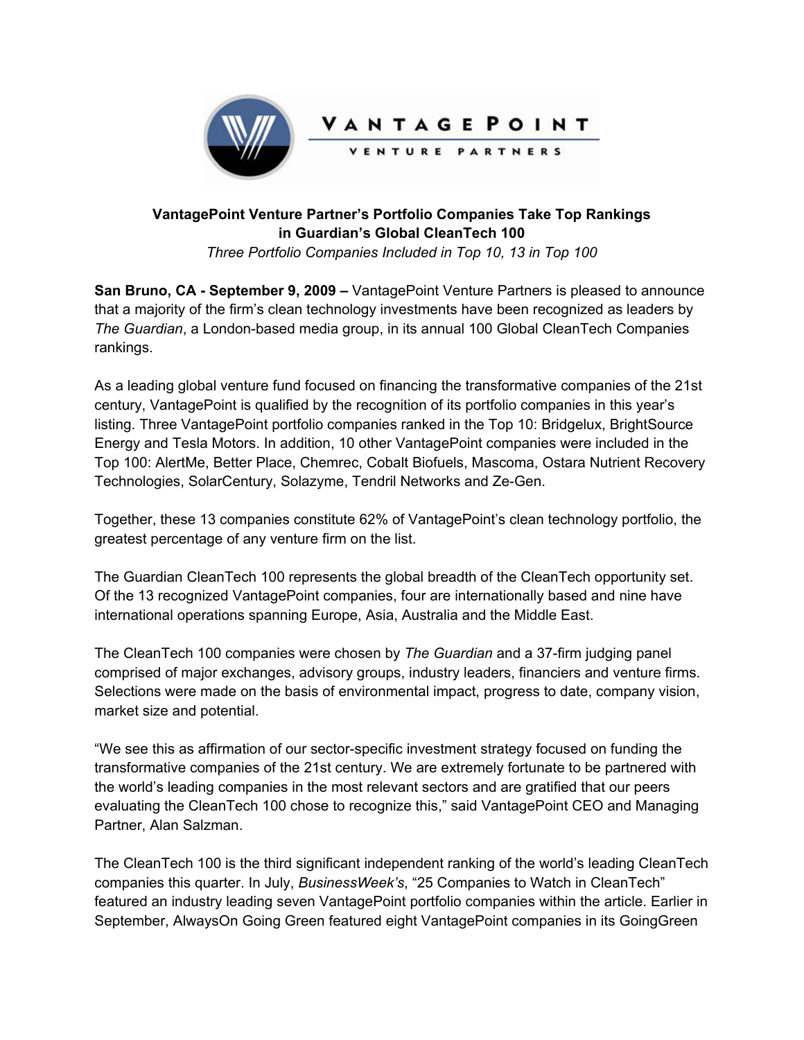**VantagePoint Venture Partner's Portfolio Companies Take Top Rankings in Guardian's Global CleanTech 100**

*Three Portfolio Companies Included in Top 10, 13 in Top 100*

**San Bruno, CA - September 9, 2009 –** VantagePoint Venture Partners is pleased to announce that a majority of the firm's clean technology investments have been recognized as leaders by *The Guardian*, a London-based media group, in its annual 100 Global CleanTech Companies rankings.

As a leading global venture fund focused on financing the transformative companies of the 21st century, VantagePoint is qualified by the recognition of its portfolio companies in this year's listing. Three VantagePoint portfolio companies ranked in the Top 10: Bridgelux, BrightSource Energy and Tesla Motors. In addition, 10 other VantagePoint companies were included in the Top 100: AlertMe, Better Place, Chemrec, Cobalt Biofuels, Mascoma, Ostara Nutrient Recovery Technologies, SolarCentury, Solazyme, Tendril Networks and Ze-Gen.

Together, these 13 companies constitute 62% of VantagePoint's clean technology portfolio, the greatest percentage of any venture firm on the list.

The Guardian CleanTech 100 represents the global breadth of the CleanTech opportunity set. Of the 13 recognized VantagePoint companies, four are internationally based and nine have international operations spanning Europe, Asia, Australia and the Middle East.

The CleanTech 100 companies were chosen by *The Guardian* and a 37-firm judging panel comprised of major exchanges, advisory groups, industry leaders, financiers and venture firms. Selections were made on the basis of environmental impact, progress to date, company vision, market size and potential.

"We see this as affirmation of our sector-specific investment strategy focused on funding the transformative companies of the 21st century. We are extremely fortunate to be partnered with the world's leading companies in the most relevant sectors and are gratified that our peers evaluating the CleanTech 100 chose to recognize this," said VantagePoint CEO and Managing Partner, Alan Salzman.

The CleanTech 100 is the third significant independent ranking of the world's leading CleanTech companies this quarter. In July, *BusinessWeek's*, "25 Companies to Watch in CleanTech" featured an industry leading seven VantagePoint portfolio companies within the article. Earlier in September, AlwaysOn Going Green featured eight VantagePoint companies in its GoingGreen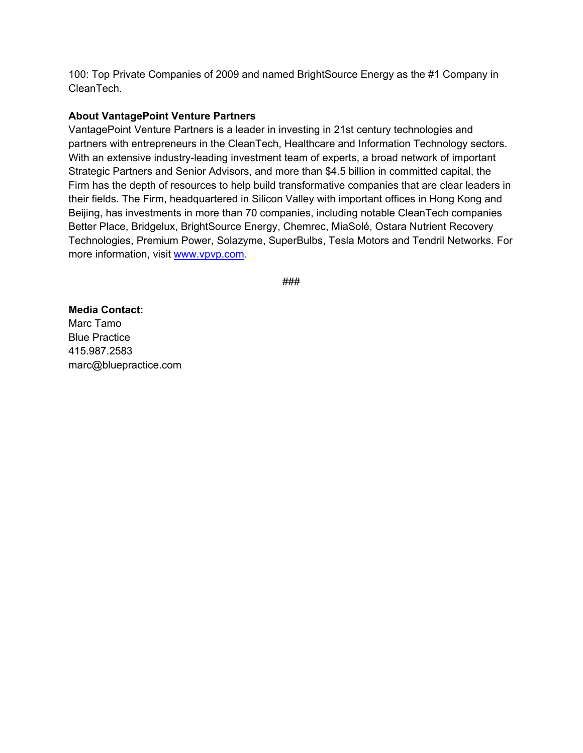100: Top Private Companies of 2009 and named BrightSource Energy as the #1 Company in CleanTech.

**About VantagePoint Venture Partners**

VantagePoint Venture Partners is a leader in investing in 21st century technologies and partners with entrepreneurs in the CleanTech, Healthcare and Information Technology sectors. With an extensive industry-leading investment team of experts, a broad network of important Strategic Partners and Senior Advisors, and more than $4.5 billion in committed capital, the Firm has the depth of resources to help build transformative companies that are clear leaders in their fields. The Firm, headquartered in Silicon Valley with important offices in Hong Kong and Beijing, has investments in more than 70 companies, including notable CleanTech companies Better Place, Bridgelux, BrightSource Energy, Chemrec, MiaSolé, Ostara Nutrient Recovery Technologies, Premium Power, Solazyme, SuperBulbs, Tesla Motors and Tendril Networks. For more information, visit [www.vpvp.com](http://www.vpvp.com).

###

**Media Contact:**

Marc Tamo
Blue Practice
415.987.2583
marc@bluepractice.com